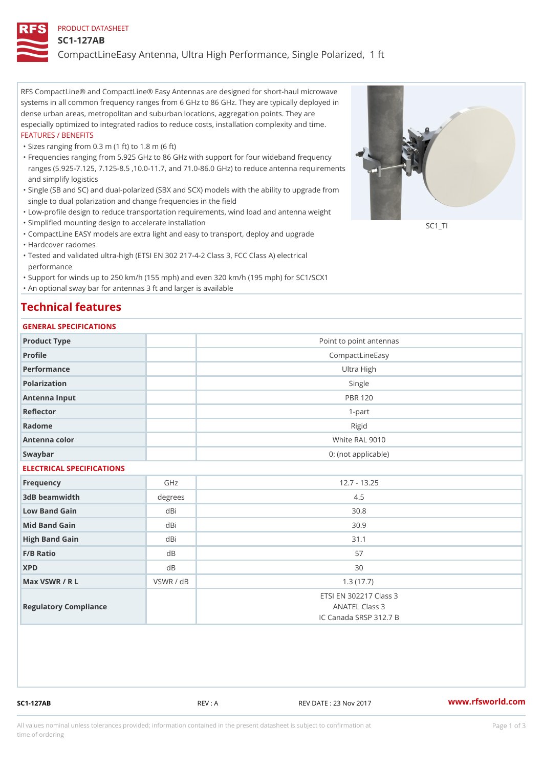PRODUCT DATASHEET

# SC1-127AB

CompactLineEasy Antenna, Ultra High Performance, Single Polarized, 1 ft

RFS CompactLine® and CompactLine® Easy Antennas are designed for short-haul microwave systems in all common frequency ranges from 6 GHz to 86 GHz. They are typically deployed in dense urban areas, metropolitan and suburban locations, aggregation points. They are especially optimized to integrated radios to reduce costs, installation complexity and time.

FEATURES / BENEFITS

- Sizes ranging from 0.3 m (1 ft) to 1.8 m (6 ft)
- Frequencies ranging from 5.925 GHz to 86 GHz with support for four wideband frequency ranges (5.925-7.125, 7.125-8.5 ,10.0-11.7, and 71.0-86.0 GHz) to reduce antenna requirements and simplify logistics
- Single (SB and SC) and dual-polarized (SBX and SCX) models with the ability to upgrade from single to dual polarization and change frequencies in the field
- Low-profile design to reduce transportation requirements, wind load and antenna weight
- Simplified mounting design to accelerate installation
- CompactLine EASY models are extra light and easy to transport, deploy and upgrade
- Hardcover radomes
- Tested and validated ultra-high (ETSI EN 302 217-4-2 Class 3, FCC Class A) electrical performance
- Support for winds up to 250 km/h (155 mph) and even 320 km/h (195 mph) for SC1/SCX1
- An optional sway bar for antennas 3 ft and larger is available

SC1_TI

## Technical features

### GENERAL SPECIFICATIONS

| | | |
|---|---|---|
| Product Type | | Point to point antennas |
| Profile | | CompactLineEasy |
| Performance | | Ultra High |
| Polarization | | Single |
| Antenna Input | | PBR 120 |
| Reflector | | 1-part |
| Radome | | Rigid |
| Antenna color | | White RAL 9010 |
| Swaybar | | 0: (not applicable) |

### ELECTRICAL SPECIFICATIONS

| | | |
|---|---|---|
| Frequency | GHz | 12.7 - 13.25 |
| 3dB beamwidth | degrees | 4.5 |
| Low Band Gain | dBi | 30.8 |
| Mid Band Gain | dBi | 30.9 |
| High Band Gain | dBi | 31.1 |
| F/B Ratio | dB | 57 |
| XPD | dB | 30 |
| Max VSWR / R L | VSWR / dB | 1.3 (17.7) |
| Regulatory Compliance | | ETSI EN 302217 Class 3<br>ANATEL Class 3<br>IC Canada SRSP 312.7 B |

SC1-127AB REV : A REV DATE : 23 Nov 2017 www.rfsworld.com

All values nominal unless tolerances provided; information contained in the present datasheet is subject to confirmation at time of ordering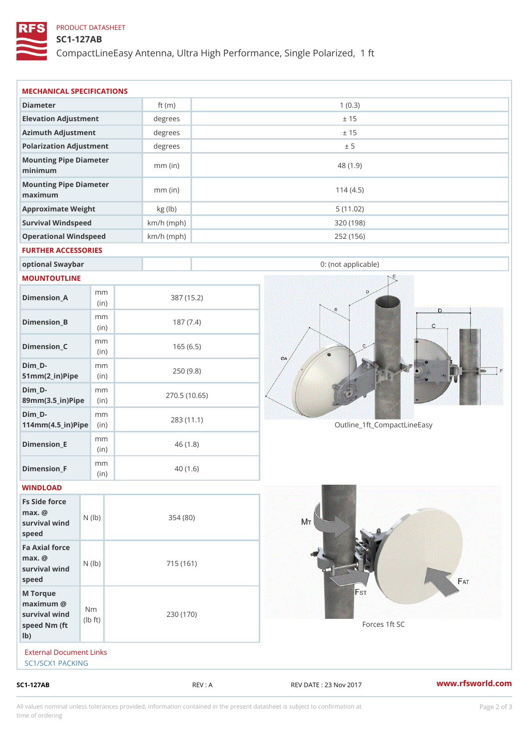PRODUCT DATASHEET

# SC1-127AB

CompactLineEasy Antenna, Ultra High Performance, Single Polarized, 1 ft

## MECHANICAL SPECIFICATIONS

| | | |
|---|---|---|
| Diameter | ft (m) | 1 (0.3) |
| Elevation Adjustment | degrees | ± 15 |
| Azimuth Adjustment | degrees | ± 15 |
| Polarization Adjustment | degrees | ± 5 |
| Mounting Pipe Diameter minimum | mm (in) | 48 (1.9) |
| Mounting Pipe Diameter maximum | mm (in) | 114 (4.5) |
| Approximate Weight | kg (lb) | 5 (11.02) |
| Survival Windspeed | km/h (mph) | 320 (198) |
| Operational Windspeed | km/h (mph) | 252 (156) |

## FURTHER ACCESSORIES

| | | |
|---|---|---|
| optional Swaybar | | 0: (not applicable) |

## MOUNTOUTLINE

| | | |
|---|---|---|
| Dimension_A | mm (in) | 387 (15.2) |
| Dimension_B | mm (in) | 187 (7.4) |
| Dimension_C | mm (in) | 165 (6.5) |
| Dim_D-51mm(2_in)Pipe | mm (in) | 250 (9.8) |
| Dim_D-89mm(3.5_in)Pipe | mm (in) | 270.5 (10.65) |
| Dim_D-114mm(4.5_in)Pipe | mm (in) | 283 (11.1) |
| Dimension_E | mm (in) | 46 (1.8) |
| Dimension_F | mm (in) | 40 (1.6) |

Outline_1ft_CompactLineEasy

## WINDLOAD

| | | |
|---|---|---|
| Fs Side force max. @ survival wind speed | N (lb) | 354 (80) |
| Fa Axial force max. @ survival wind speed | N (lb) | 715 (161) |
| M Torque maximum @ survival wind speed Nm (ft lb) | Nm (lb ft) | 230 (170) |

Forces 1ft SC

External Document Links

SC1/SCX1 PACKING

SC1-127AB REV : A REV DATE : 23 Nov 2017 www.rfsworld.com

All values nominal unless tolerances provided; information contained in the present datasheet is subject to confirmation at time of ordering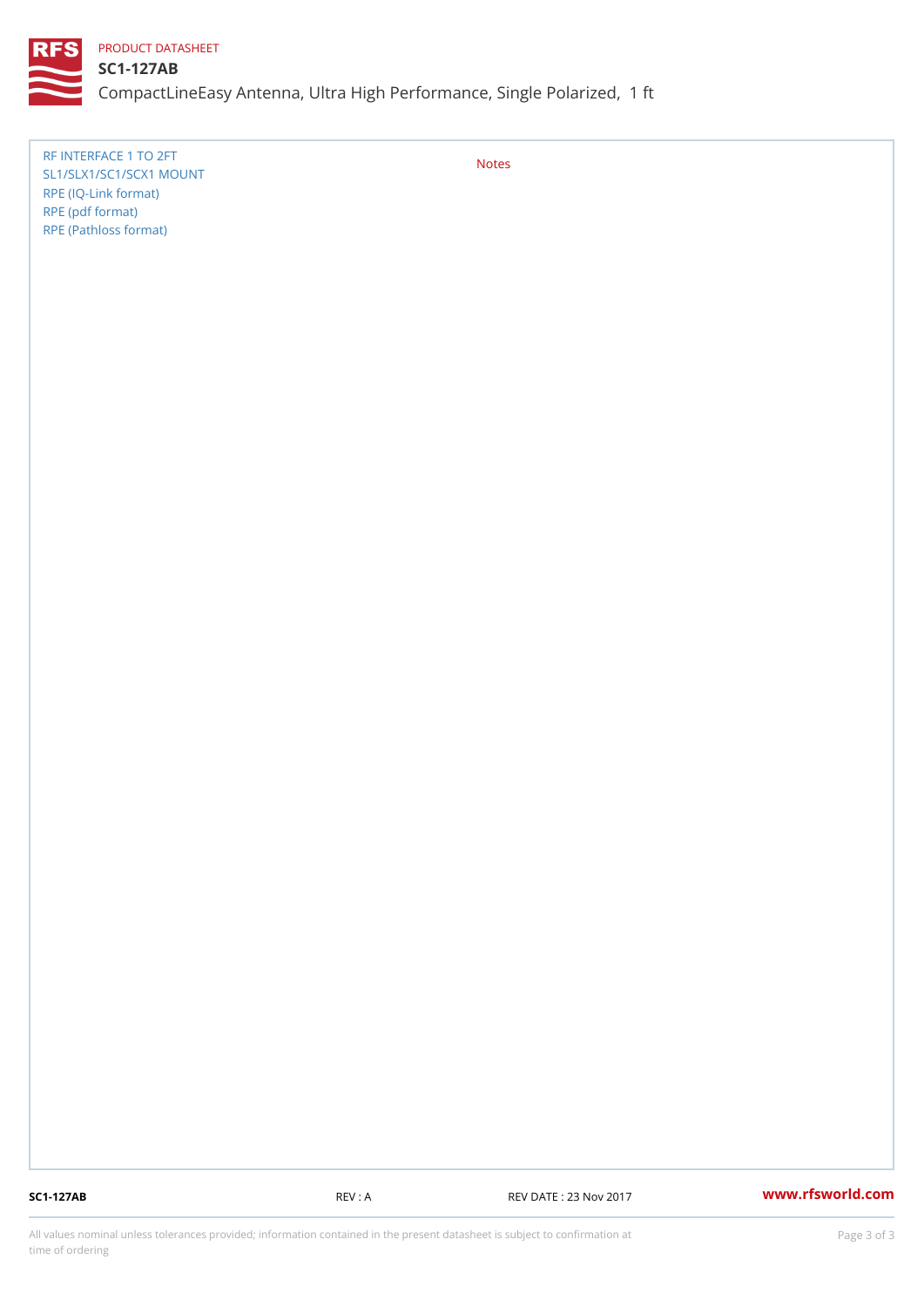RF INTERFACE 1 TO 2FT
SL1/SLX1/SC1/SCX1 MOUNT
RPE (IQ-Link format)
RPE (pdf format)
RPE (Pathloss format)

Notes